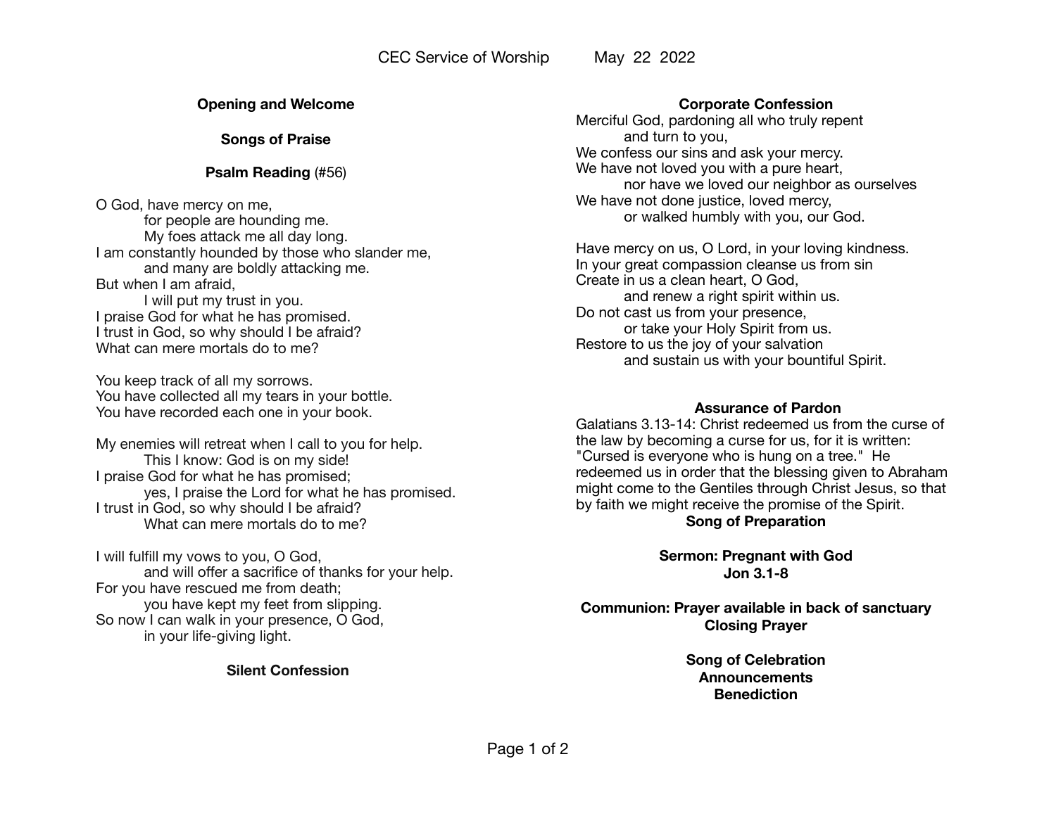# CEC Service of Worship May 22 2022

**Opening and Welcome**

**Songs of Praise**

**Psalm Reading** (#56)

O God, have mercy on me,
    for people are hounding me.
    My foes attack me all day long.
I am constantly hounded by those who slander me,
    and many are boldly attacking me.
But when I am afraid,
    I will put my trust in you.
I praise God for what he has promised.
I trust in God, so why should I be afraid?
What can mere mortals do to me?

You keep track of all my sorrows.
You have collected all my tears in your bottle.
You have recorded each one in your book.

My enemies will retreat when I call to you for help.
    This I know: God is on my side!
I praise God for what he has promised;
    yes, I praise the Lord for what he has promised.
I trust in God, so why should I be afraid?
    What can mere mortals do to me?

I will fulfill my vows to you, O God,
    and will offer a sacrifice of thanks for your help.
For you have rescued me from death;
    you have kept my feet from slipping.
So now I can walk in your presence, O God,
    in your life-giving light.

**Silent Confession**

**Corporate Confession**

Merciful God, pardoning all who truly repent
    and turn to you,
We confess our sins and ask your mercy.
We have not loved you with a pure heart,
    nor have we loved our neighbor as ourselves
We have not done justice, loved mercy,
    or walked humbly with you, our God.

Have mercy on us, O Lord, in your loving kindness.
In your great compassion cleanse us from sin
Create in us a clean heart, O God,
    and renew a right spirit within us.
Do not cast us from your presence,
    or take your Holy Spirit from us.
Restore to us the joy of your salvation
    and sustain us with your bountiful Spirit.

**Assurance of Pardon**

Galatians 3.13-14: Christ redeemed us from the curse of the law by becoming a curse for us, for it is written: "Cursed is everyone who is hung on a tree." He redeemed us in order that the blessing given to Abraham might come to the Gentiles through Christ Jesus, so that by faith we might receive the promise of the Spirit.

**Song of Preparation**

**Sermon: Pregnant with God**
**Jon 3.1-8**

**Communion: Prayer available in back of sanctuary**
**Closing Prayer**

**Song of Celebration**
**Announcements**
**Benediction**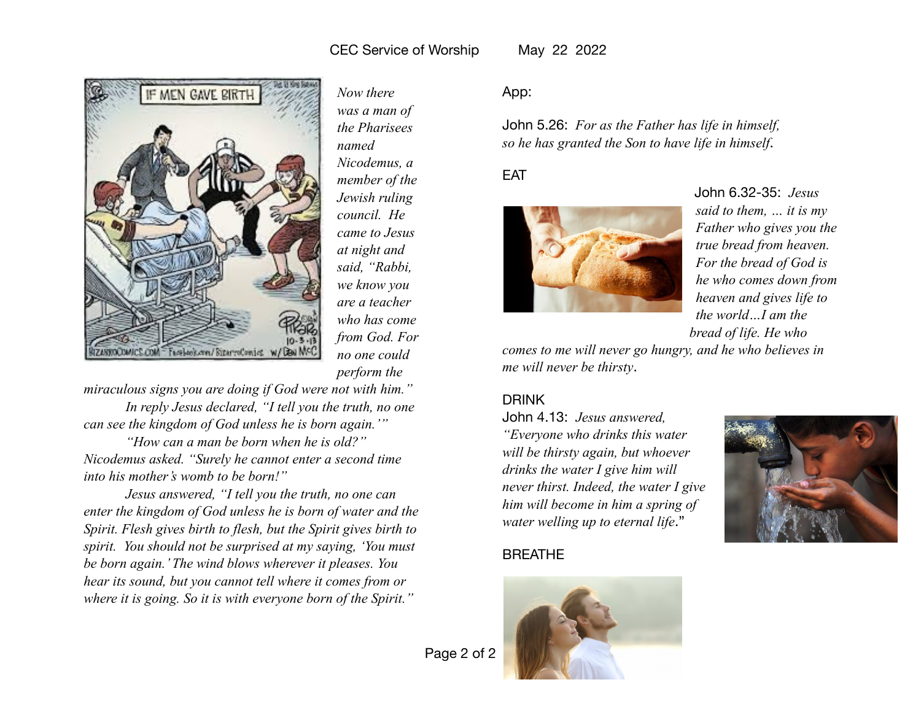*Now there was a man of the Pharisees named Nicodemus, a member of the Jewish ruling council. He came to Jesus at night and said, "Rabbi, we know you are a teacher who has come from God. For no one could perform the miraculous signs you are doing if God were not with him."*

*In reply Jesus declared, "I tell you the truth, no one can see the kingdom of God unless he is born again.'"*

*"How can a man be born when he is old?" Nicodemus asked. "Surely he cannot enter a second time into his mother's womb to be born!"*

*Jesus answered, "I tell you the truth, no one can enter the kingdom of God unless he is born of water and the Spirit. Flesh gives birth to flesh, but the Spirit gives birth to spirit. You should not be surprised at my saying, 'You must be born again.' The wind blows wherever it pleases. You hear its sound, but you cannot tell where it comes from or where it is going. So it is with everyone born of the Spirit."*

App:

John 5.26: *For as the Father has life in himself, so he has granted the Son to have life in himself.*

EAT

John 6.32-35: *Jesus said to them, ... it is my Father who gives you the true bread from heaven. For the bread of God is he who comes down from heaven and gives life to the world…I am the bread of life. He who comes to me will never go hungry, and he who believes in me will never be thirsty.*

DRINK

John 4.13: *Jesus answered, "Everyone who drinks this water will be thirsty again, but whoever drinks the water I give him will never thirst. Indeed, the water I give him will become in him a spring of water welling up to eternal life."*

BREATHE